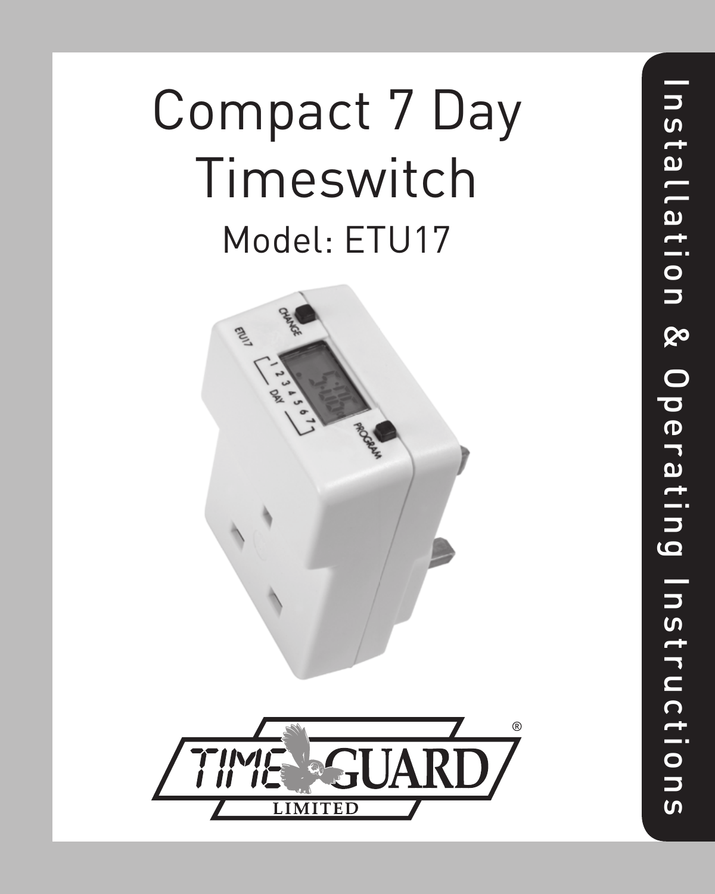# Compact 7 Day Timeswitch

## Model: ETU17

TIMEGUARD LIMITED ®

Installation & Operating Instructions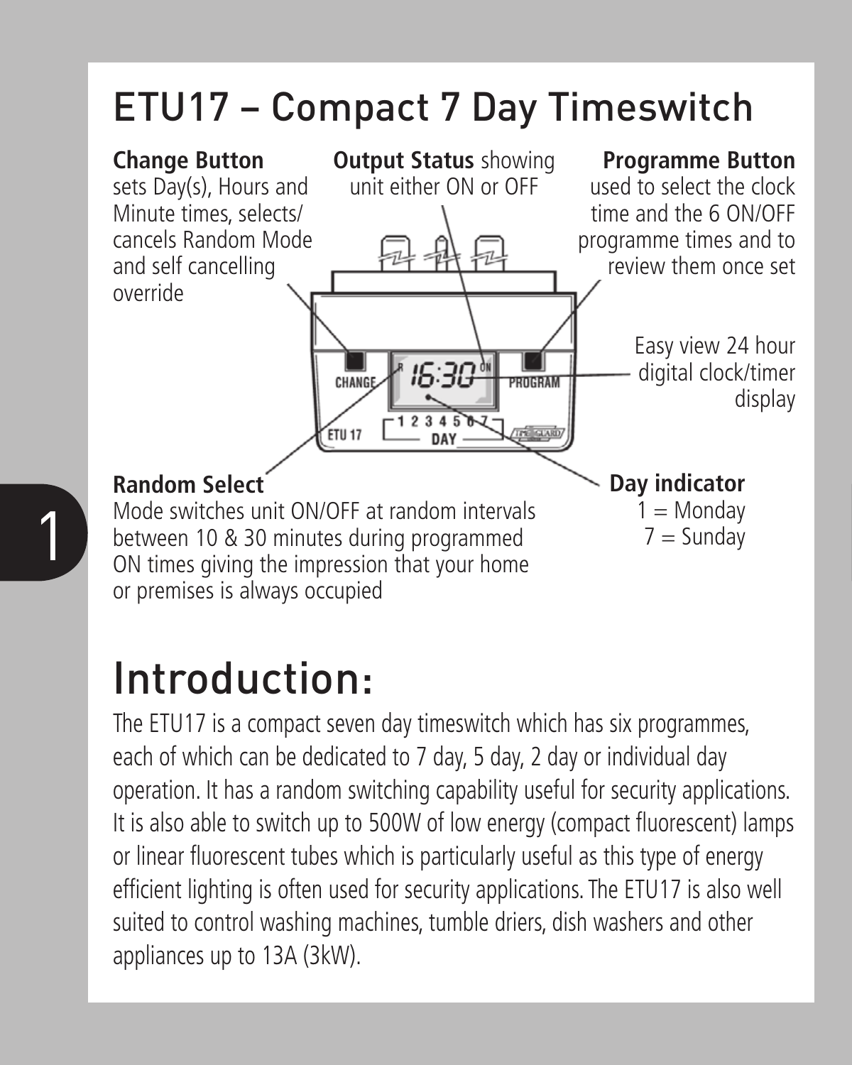# ETU17 – Compact 7 Day Timeswitch

**Change Button** sets Day(s), Hours and Minute times, selects/ cancels Random Mode and self cancelling override

**Output Status** showing unit either ON or OFF

**Programme Button** used to select the clock time and the 6 ON/OFF programme times and to review them once set

Easy view 24 hour digital clock/timer display

**Random Select** Mode switches unit ON/OFF at random intervals between 10 & 30 minutes during programmed ON times giving the impression that your home or premises is always occupied

**Day indicator**
1 = Monday
7 = Sunday

# Introduction:

The ETU17 is a compact seven day timeswitch which has six programmes, each of which can be dedicated to 7 day, 5 day, 2 day or individual day operation. It has a random switching capability useful for security applications. It is also able to switch up to 500W of low energy (compact fluorescent) lamps or linear fluorescent tubes which is particularly useful as this type of energy efficient lighting is often used for security applications. The ETU17 is also well suited to control washing machines, tumble driers, dish washers and other appliances up to 13A (3kW).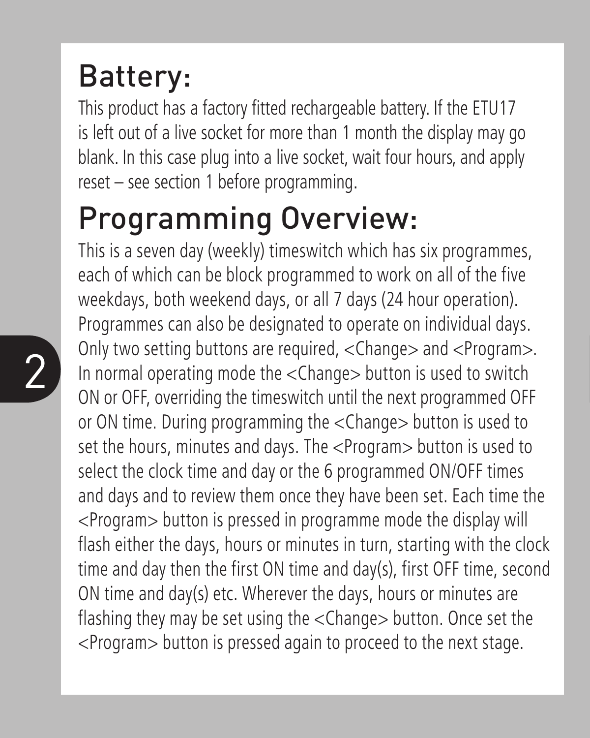## Battery:

This product has a factory fitted rechargeable battery. If the ETU17 is left out of a live socket for more than 1 month the display may go blank. In this case plug into a live socket, wait four hours, and apply reset – see section 1 before programming.

## Programming Overview:

This is a seven day (weekly) timeswitch which has six programmes, each of which can be block programmed to work on all of the five weekdays, both weekend days, or all 7 days (24 hour operation). Programmes can also be designated to operate on individual days. Only two setting buttons are required, <Change> and <Program>. In normal operating mode the <Change> button is used to switch ON or OFF, overriding the timeswitch until the next programmed OFF or ON time. During programming the <Change> button is used to set the hours, minutes and days. The <Program> button is used to select the clock time and day or the 6 programmed ON/OFF times and days and to review them once they have been set. Each time the <Program> button is pressed in programme mode the display will flash either the days, hours or minutes in turn, starting with the clock time and day then the first ON time and day(s), first OFF time, second ON time and day(s) etc. Wherever the days, hours or minutes are flashing they may be set using the <Change> button. Once set the <Program> button is pressed again to proceed to the next stage.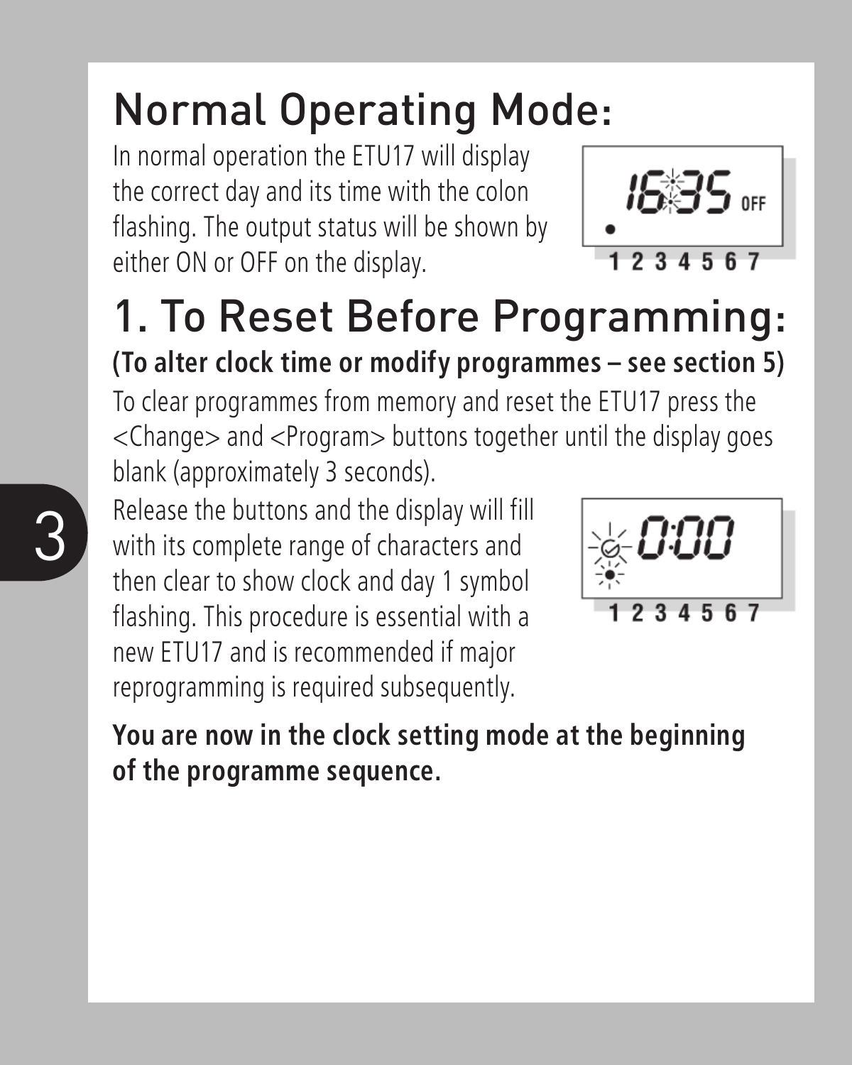# Normal Operating Mode:

In normal operation the ETU17 will display the correct day and its time with the colon flashing. The output status will be shown by either ON or OFF on the display.

# 1. To Reset Before Programming:

**(To alter clock time or modify programmes – see section 5)**

To clear programmes from memory and reset the ETU17 press the <Change> and <Program> buttons together until the display goes blank (approximately 3 seconds).

Release the buttons and the display will fill with its complete range of characters and then clear to show clock and day 1 symbol flashing. This procedure is essential with a new ETU17 and is recommended if major reprogramming is required subsequently.

**You are now in the clock setting mode at the beginning of the programme sequence.**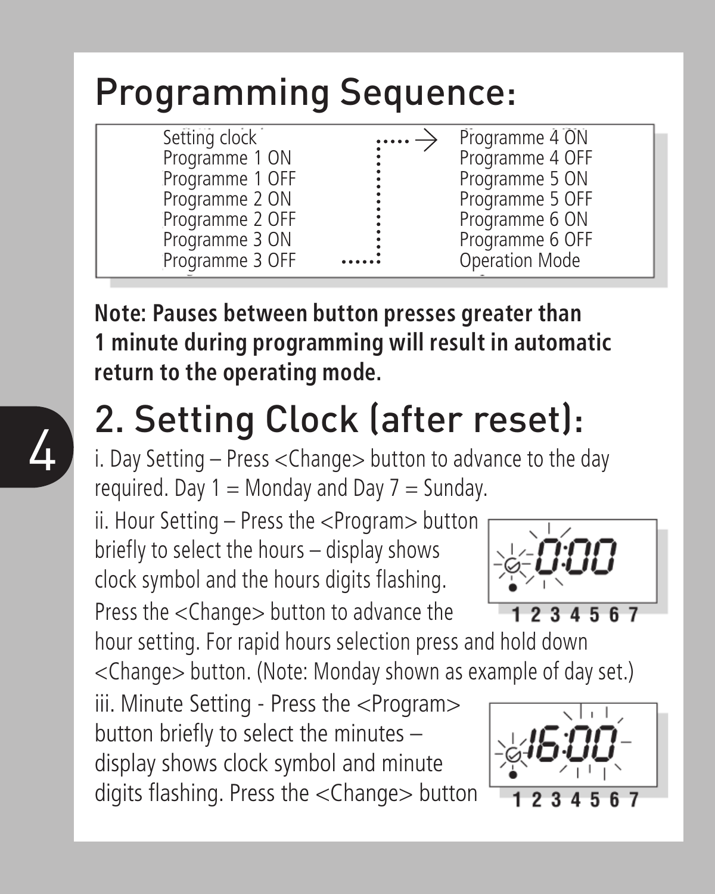# Programming Sequence:

| | |
|---|---|
| Setting clock | Programme 4 ON |
| Programme 1 ON | Programme 4 OFF |
| Programme 1 OFF | Programme 5 ON |
| Programme 2 ON | Programme 5 OFF |
| Programme 2 OFF | Programme 6 ON |
| Programme 3 ON | Programme 6 OFF |
| Programme 3 OFF | Operation Mode |

**Note: Pauses between button presses greater than 1 minute during programming will result in automatic return to the operating mode.**

# 2. Setting Clock (after reset):

i. Day Setting – Press <Change> button to advance to the day required. Day 1 = Monday and Day 7 = Sunday.

ii. Hour Setting – Press the <Program> button briefly to select the hours – display shows clock symbol and the hours digits flashing. Press the <Change> button to advance the hour setting. For rapid hours selection press and hold down <Change> button. (Note: Monday shown as example of day set.)

0:00

1 2 3 4 5 6 7

iii. Minute Setting - Press the <Program> button briefly to select the minutes – display shows clock symbol and minute digits flashing. Press the <Change> button

16:00

1 2 3 4 5 6 7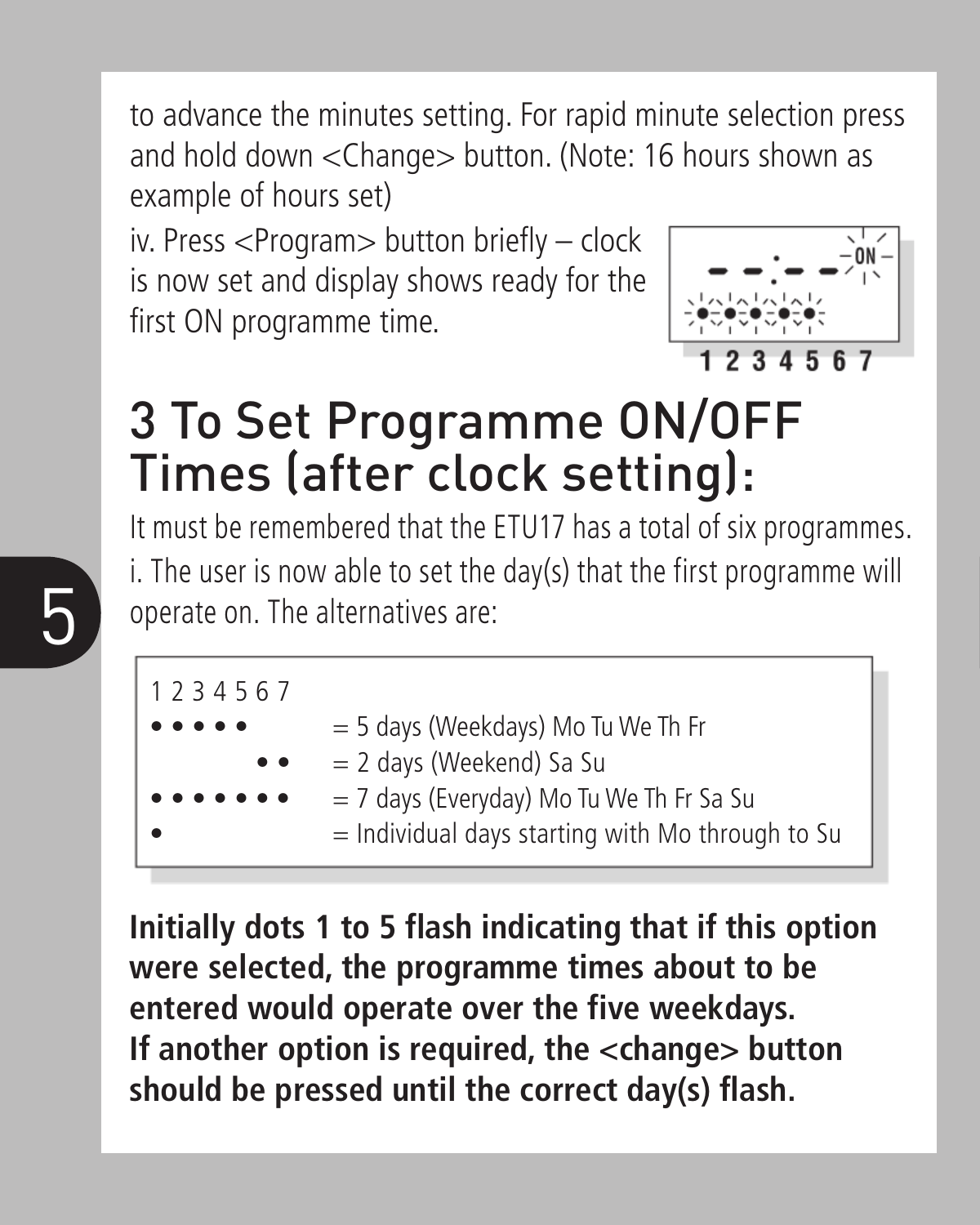to advance the minutes setting. For rapid minute selection press and hold down <Change> button. (Note: 16 hours shown as example of hours set)

iv. Press <Program> button briefly – clock is now set and display shows ready for the first ON programme time.

## 3 To Set Programme ON/OFF Times (after clock setting):

It must be remembered that the ETU17 has a total of six programmes.

i. The user is now able to set the day(s) that the first programme will operate on. The alternatives are:

| 1 2 3 4 5 6 7 | |
|---|---|
| • • • • • | = 5 days (Weekdays) Mo Tu We Th Fr |
| • • (6 7) | = 2 days (Weekend) Sa Su |
| • • • • • • • | = 7 days (Everyday) Mo Tu We Th Fr Sa Su |
| • | = Individual days starting with Mo through to Su |

**Initially dots 1 to 5 flash indicating that if this option were selected, the programme times about to be entered would operate over the five weekdays. If another option is required, the <change> button should be pressed until the correct day(s) flash.**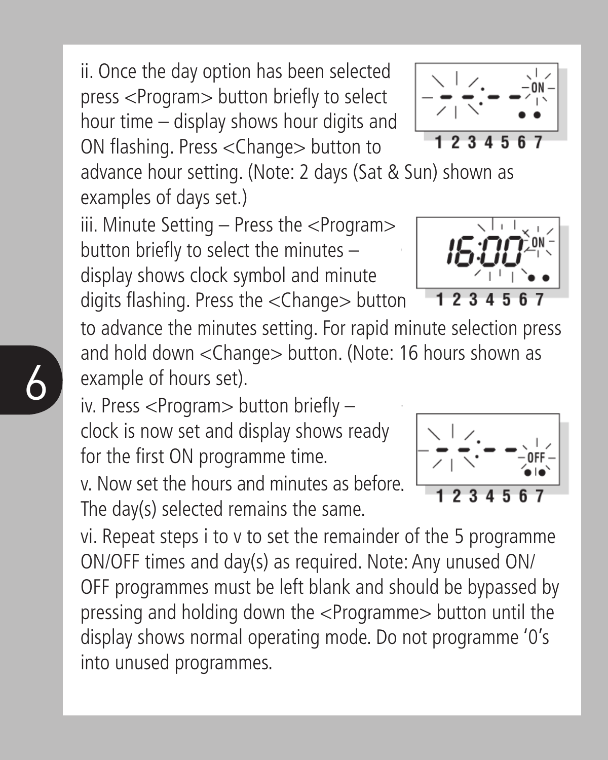ii. Once the day option has been selected press <Program> button briefly to select hour time – display shows hour digits and ON flashing. Press <Change> button to advance hour setting. (Note: 2 days (Sat & Sun) shown as examples of days set.)

iii. Minute Setting – Press the <Program> button briefly to select the minutes – display shows clock symbol and minute digits flashing. Press the <Change> button to advance the minutes setting. For rapid minute selection press and hold down <Change> button. (Note: 16 hours shown as example of hours set).

iv. Press <Program> button briefly – clock is now set and display shows ready for the first ON programme time.

v. Now set the hours and minutes as before. The day(s) selected remains the same.

vi. Repeat steps i to v to set the remainder of the 5 programme ON/OFF times and day(s) as required. Note: Any unused ON/OFF programmes must be left blank and should be bypassed by pressing and holding down the <Programme> button until the display shows normal operating mode. Do not programme '0's into unused programmes.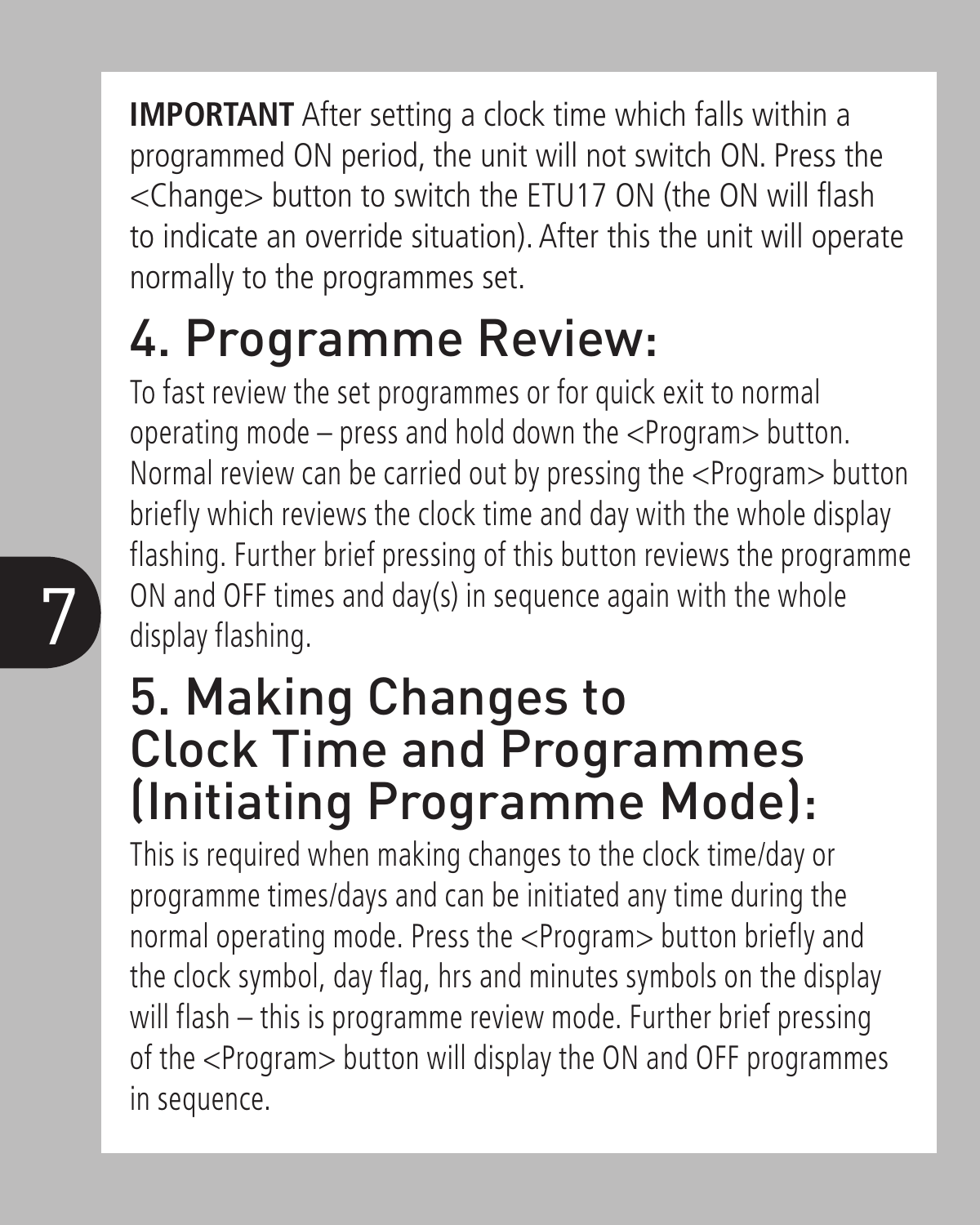**IMPORTANT** After setting a clock time which falls within a programmed ON period, the unit will not switch ON. Press the <Change> button to switch the ETU17 ON (the ON will flash to indicate an override situation). After this the unit will operate normally to the programmes set.

# 4. Programme Review:

To fast review the set programmes or for quick exit to normal operating mode – press and hold down the <Program> button. Normal review can be carried out by pressing the <Program> button briefly which reviews the clock time and day with the whole display flashing. Further brief pressing of this button reviews the programme ON and OFF times and day(s) in sequence again with the whole display flashing.

# 5. Making Changes to Clock Time and Programmes (Initiating Programme Mode):

This is required when making changes to the clock time/day or programme times/days and can be initiated any time during the normal operating mode. Press the <Program> button briefly and the clock symbol, day flag, hrs and minutes symbols on the display will flash – this is programme review mode. Further brief pressing of the <Program> button will display the ON and OFF programmes in sequence.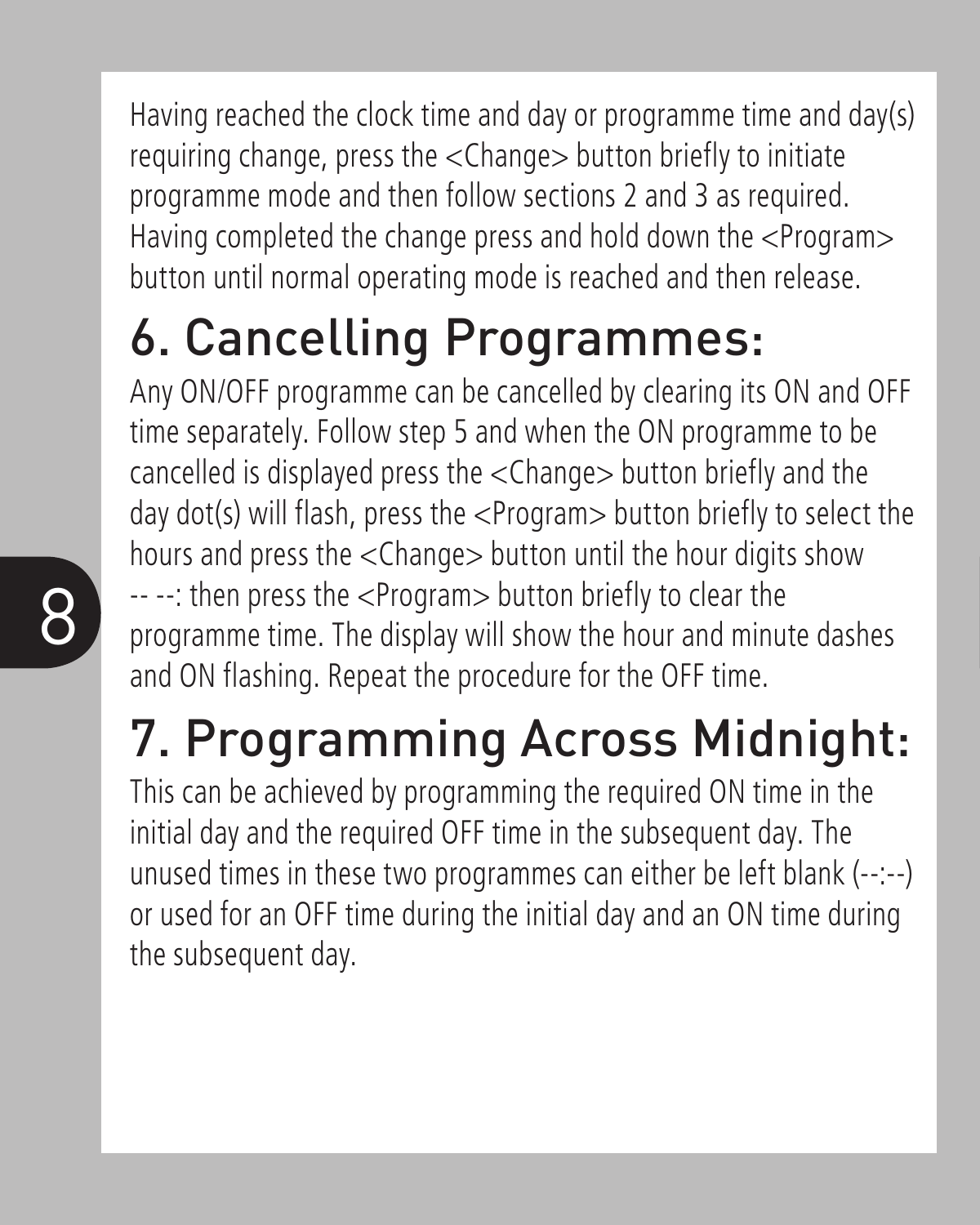Having reached the clock time and day or programme time and day(s) requiring change, press the <Change> button briefly to initiate programme mode and then follow sections 2 and 3 as required. Having completed the change press and hold down the <Program> button until normal operating mode is reached and then release.

## 6. Cancelling Programmes:

Any ON/OFF programme can be cancelled by clearing its ON and OFF time separately. Follow step 5 and when the ON programme to be cancelled is displayed press the <Change> button briefly and the day dot(s) will flash, press the <Program> button briefly to select the hours and press the <Change> button until the hour digits show -- --: then press the <Program> button briefly to clear the programme time. The display will show the hour and minute dashes and ON flashing. Repeat the procedure for the OFF time.

## 7. Programming Across Midnight:

This can be achieved by programming the required ON time in the initial day and the required OFF time in the subsequent day. The unused times in these two programmes can either be left blank (--:--) or used for an OFF time during the initial day and an ON time during the subsequent day.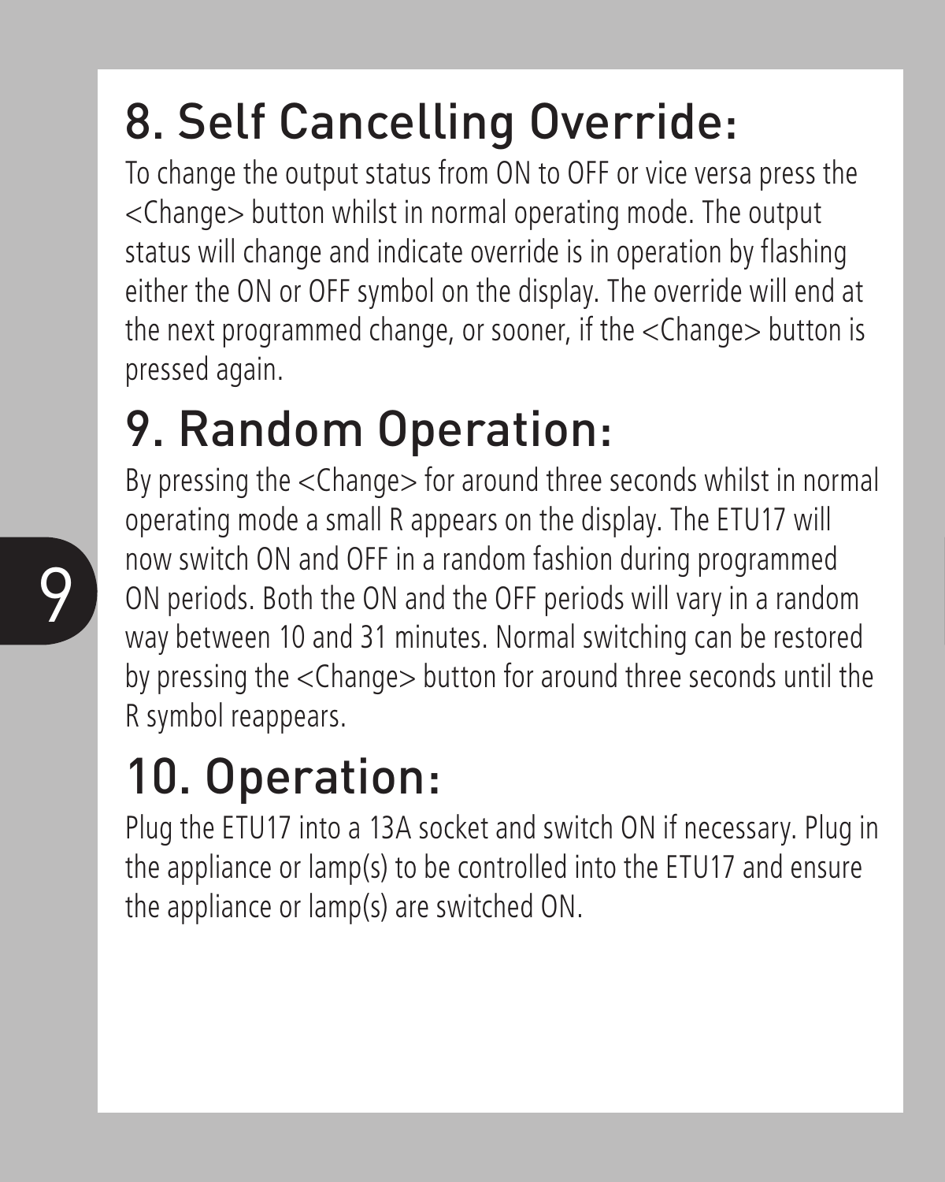## 8. Self Cancelling Override:

To change the output status from ON to OFF or vice versa press the <Change> button whilst in normal operating mode. The output status will change and indicate override is in operation by flashing either the ON or OFF symbol on the display. The override will end at the next programmed change, or sooner, if the <Change> button is pressed again.

## 9. Random Operation:

By pressing the <Change> for around three seconds whilst in normal operating mode a small R appears on the display. The ETU17 will now switch ON and OFF in a random fashion during programmed ON periods. Both the ON and the OFF periods will vary in a random way between 10 and 31 minutes. Normal switching can be restored by pressing the <Change> button for around three seconds until the R symbol reappears.

## 10. Operation:

Plug the ETU17 into a 13A socket and switch ON if necessary. Plug in the appliance or lamp(s) to be controlled into the ETU17 and ensure the appliance or lamp(s) are switched ON.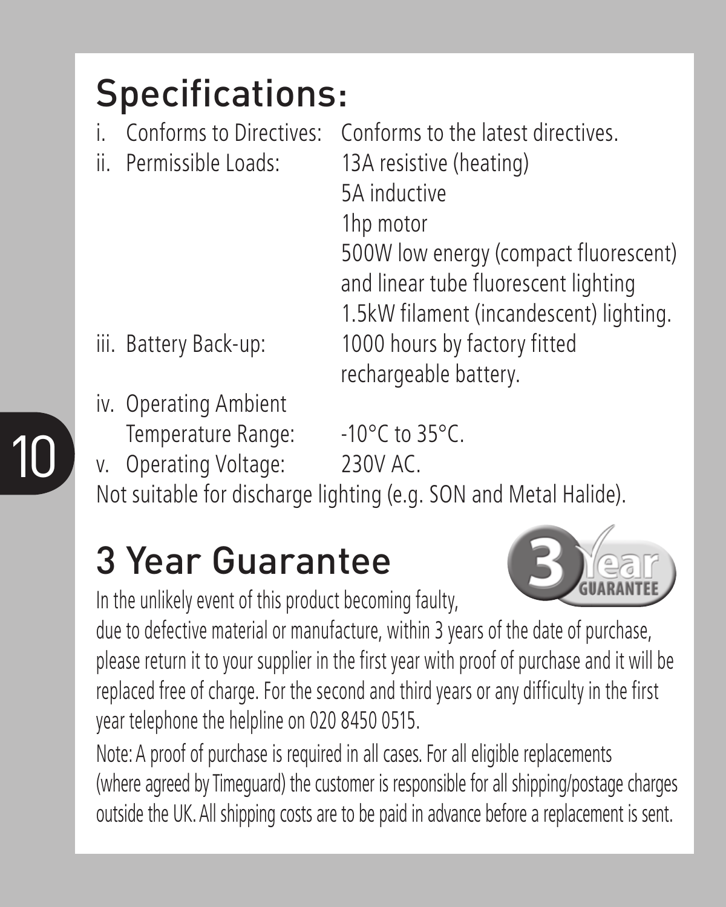## Specifications:

i. Conforms to Directives: Conforms to the latest directives.

ii. Permissible Loads: 13A resistive (heating)
5A inductive
1hp motor
500W low energy (compact fluorescent) and linear tube fluorescent lighting
1.5kW filament (incandescent) lighting.

iii. Battery Back-up: 1000 hours by factory fitted rechargeable battery.

iv. Operating Ambient Temperature Range: -10°C to 35°C.

v. Operating Voltage: 230V AC.

Not suitable for discharge lighting (e.g. SON and Metal Halide).

## 3 Year Guarantee

In the unlikely event of this product becoming faulty, due to defective material or manufacture, within 3 years of the date of purchase, please return it to your supplier in the first year with proof of purchase and it will be replaced free of charge. For the second and third years or any difficulty in the first year telephone the helpline on 020 8450 0515.

Note: A proof of purchase is required in all cases. For all eligible replacements (where agreed by Timeguard) the customer is responsible for all shipping/postage charges outside the UK. All shipping costs are to be paid in advance before a replacement is sent.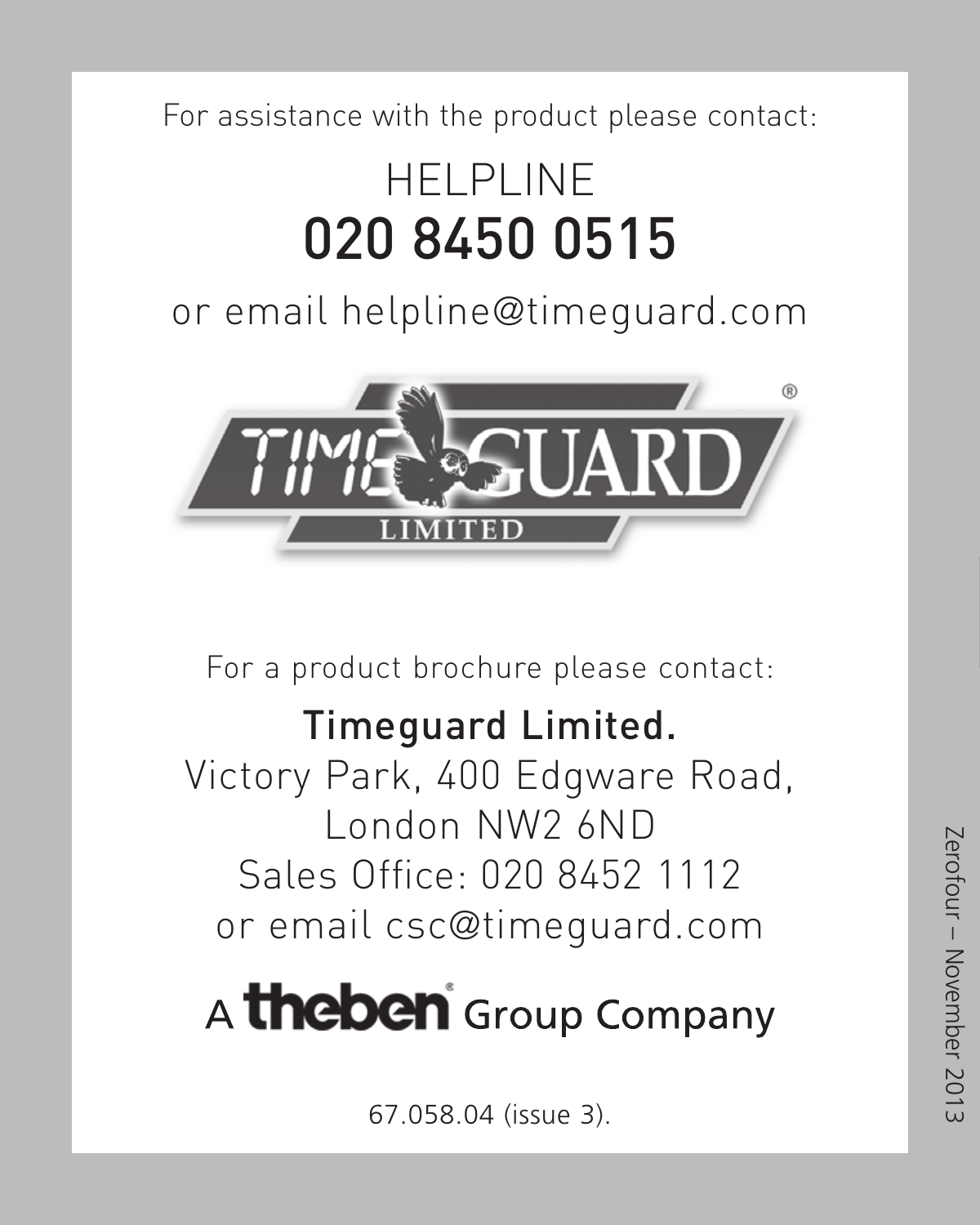For assistance with the product please contact:

HELPLINE

**020 8450 0515**

or email helpline@timeguard.com

For a product brochure please contact:

**Timeguard Limited.**
Victory Park, 400 Edgware Road,
London NW2 6ND
Sales Office: 020 8452 1112
or email csc@timeguard.com

A theben Group Company

67.058.04 (issue 3).

Zerofour – November 2013